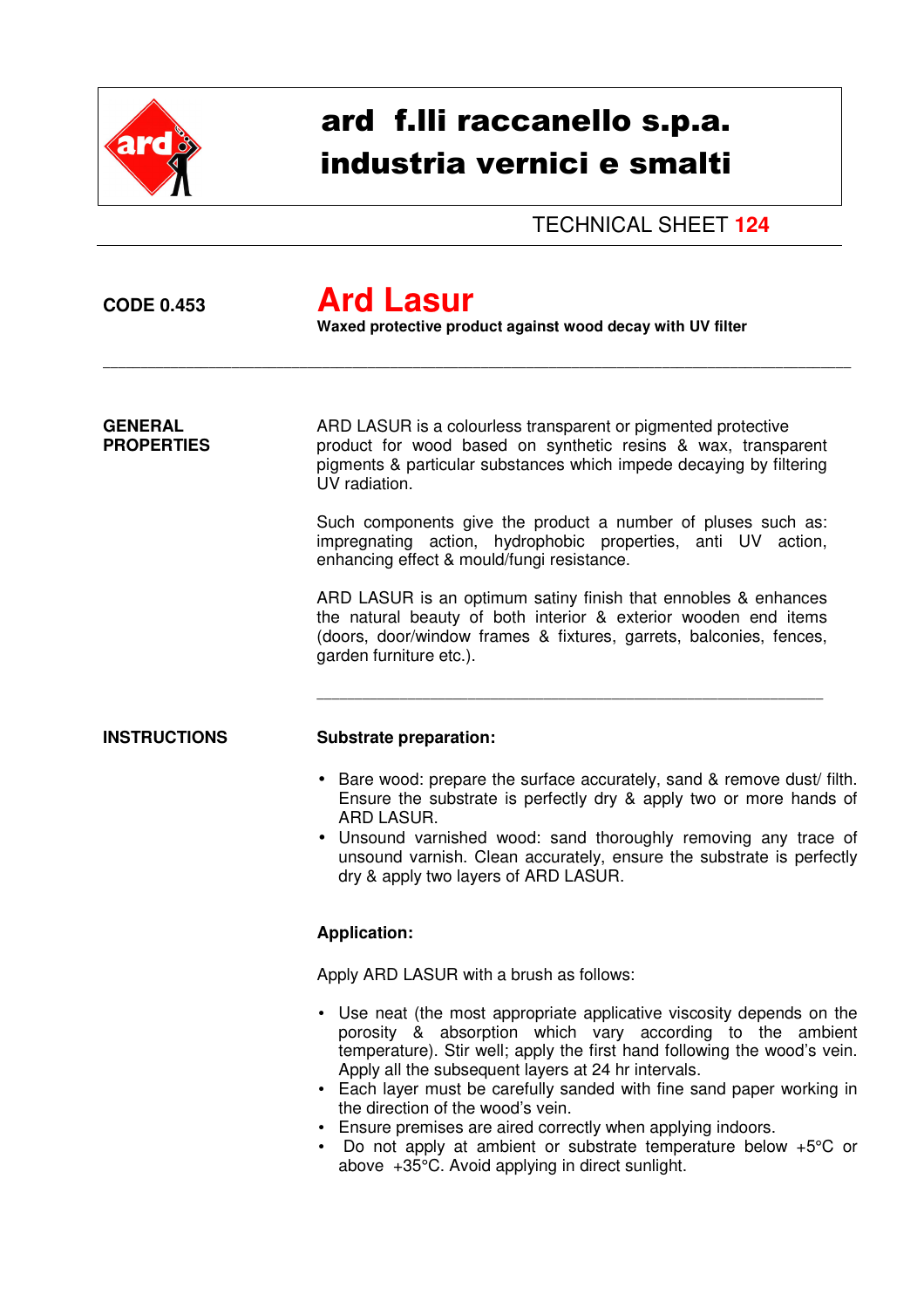# ard f.lli raccanello s.p.a.
# industria vernici e smalti

TECHNICAL SHEET **124**

**CODE 0.453**

# Ard Lasur

**Waxed protective product against wood decay with UV filter**

---

## GENERAL PROPERTIES

ARD LASUR is a colourless transparent or pigmented protective product for wood based on synthetic resins & wax, transparent pigments & particular substances which impede decaying by filtering UV radiation.

Such components give the product a number of pluses such as: impregnating action, hydrophobic properties, anti UV action, enhancing effect & mould/fungi resistance.

ARD LASUR is an optimum satiny finish that ennobles & enhances the natural beauty of both interior & exterior wooden end items (doors, door/window frames & fixtures, garrets, balconies, fences, garden furniture etc.).

---

## INSTRUCTIONS

**Substrate preparation:**

- Bare wood: prepare the surface accurately, sand & remove dust/ filth. Ensure the substrate is perfectly dry & apply two or more hands of ARD LASUR.
- Unsound varnished wood: sand thoroughly removing any trace of unsound varnish. Clean accurately, ensure the substrate is perfectly dry & apply two layers of ARD LASUR.

**Application:**

Apply ARD LASUR with a brush as follows:

- Use neat (the most appropriate applicative viscosity depends on the porosity & absorption which vary according to the ambient temperature). Stir well; apply the first hand following the wood's vein. Apply all the subsequent layers at 24 hr intervals.
- Each layer must be carefully sanded with fine sand paper working in the direction of the wood's vein.
- Ensure premises are aired correctly when applying indoors.
- Do not apply at ambient or substrate temperature below +5°C or above +35°C. Avoid applying in direct sunlight.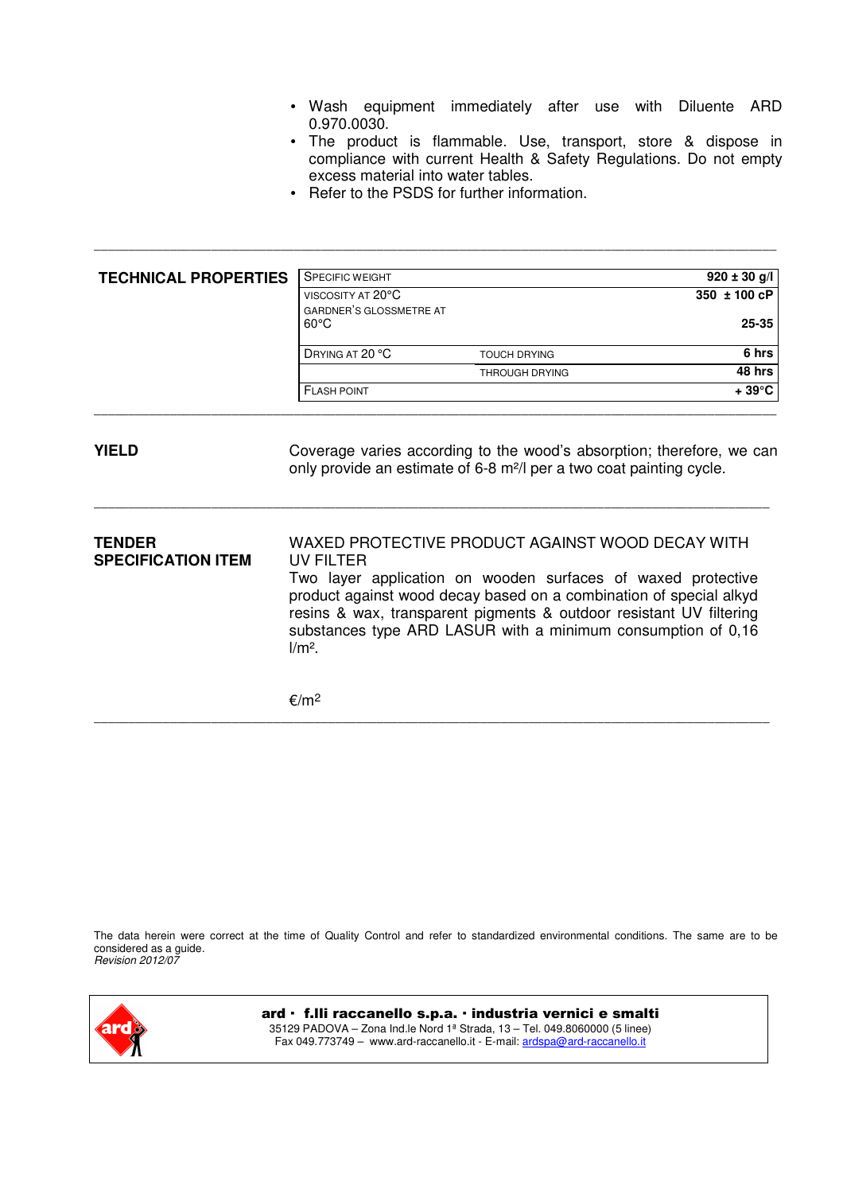- Wash equipment immediately after use with Diluente ARD 0.970.0030.
- The product is flammable. Use, transport, store & dispose in compliance with current Health & Safety Regulations. Do not empty excess material into water tables.
- Refer to the PSDS for further information.

---

## TECHNICAL PROPERTIES

| | | |
|---|---|---|
| SPECIFIC WEIGHT | | **920 ± 30 g/l** |
| VISCOSITY AT 20°C | | **350 ± 100 cP** |
| GARDNER'S GLOSSMETRE AT 60°C | | **25-35** |
| DRYING AT 20 °C | TOUCH DRYING | **6 hrs** |
| | THROUGH DRYING | **48 hrs** |
| FLASH POINT | | **+ 39°C** |

---

## YIELD

Coverage varies according to the wood's absorption; therefore, we can only provide an estimate of 6-8 m²/l per a two coat painting cycle.

---

## TENDER SPECIFICATION ITEM

WAXED PROTECTIVE PRODUCT AGAINST WOOD DECAY WITH UV FILTER

Two layer application on wooden surfaces of waxed protective product against wood decay based on a combination of special alkyd resins & wax, transparent pigments & outdoor resistant UV filtering substances type ARD LASUR with a minimum consumption of 0,16 l/m².

€/m²

---

The data herein were correct at the time of Quality Control and refer to standardized environmental conditions. The same are to be considered as a guide.
*Revision 2012/07*

**ard · f.lli raccanello s.p.a. · industria vernici e smalti**
35129 PADOVA – Zona Ind.le Nord 1ª Strada, 13 – Tel. 049.8060000 (5 linee)
Fax 049.773749 – www.ard-raccanello.it - E-mail: ardspa@ard-raccanello.it